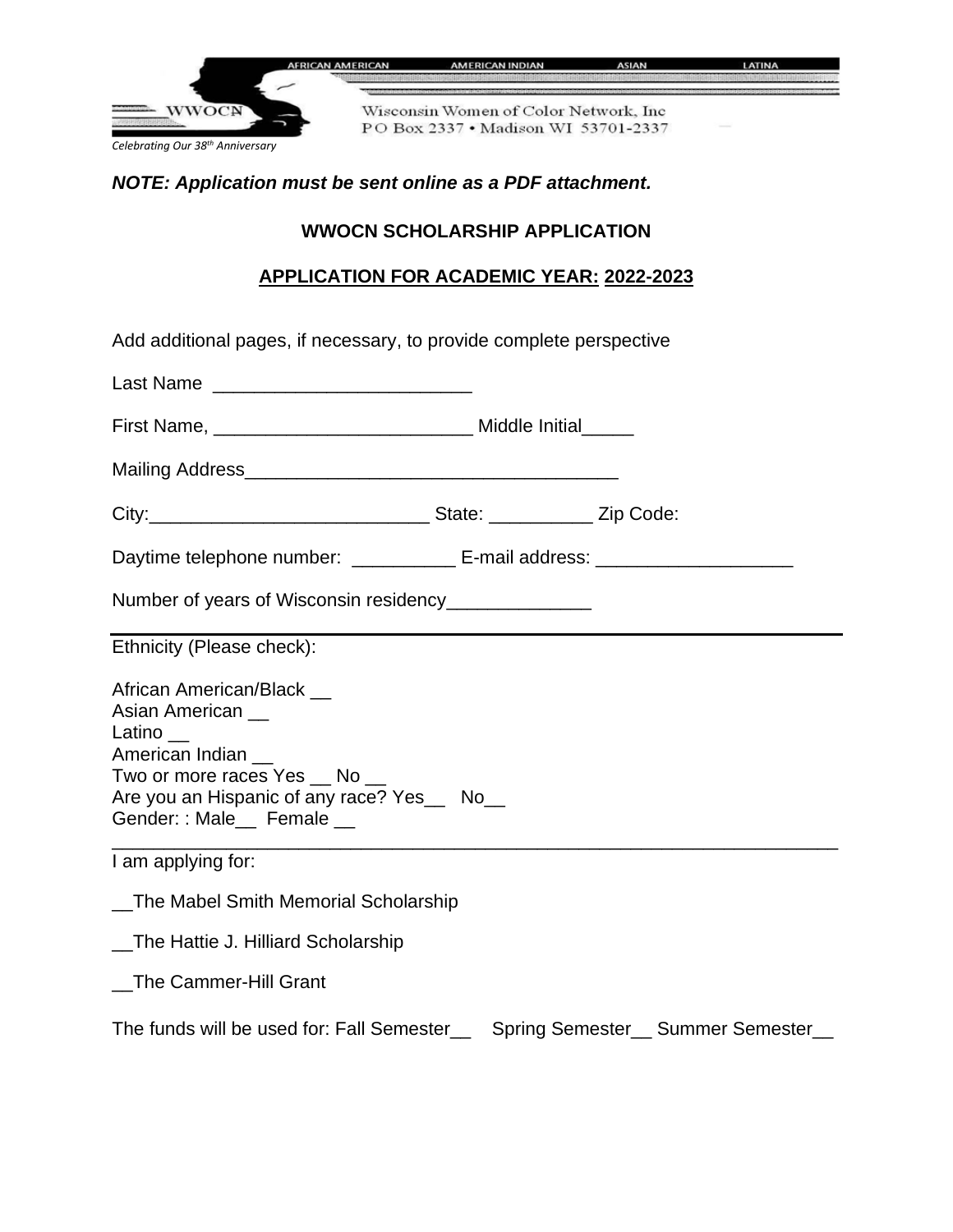AFRICAN AMERICAN AMERICAN INDIAN ASIAN LATINA

WWOCN

Wisconsin Women of Color Network, Inc
PO Box 2337 • Madison WI 53701-2337

*Celebrating Our 38th Anniversary*

***NOTE: Application must be sent online as a PDF attachment.***

**WWOCN SCHOLARSHIP APPLICATION**

**APPLICATION FOR ACADEMIC YEAR: 2022-2023**

Add additional pages, if necessary, to provide complete perspective

Last Name _________________________

First Name, _________________________ Middle Initial_____

Mailing Address____________________________________

City:___________________________ State: __________ Zip Code:

Daytime telephone number: __________ E-mail address: ___________________

Number of years of Wisconsin residency______________

---

Ethnicity (Please check):

African American/Black __
Asian American __
Latino __
American Indian __
Two or more races Yes __ No __
Are you an Hispanic of any race? Yes__ No__
Gender: : Male__ Female __

---

I am applying for:

__The Mabel Smith Memorial Scholarship

__The Hattie J. Hilliard Scholarship

__The Cammer-Hill Grant

The funds will be used for: Fall Semester__ Spring Semester__ Summer Semester__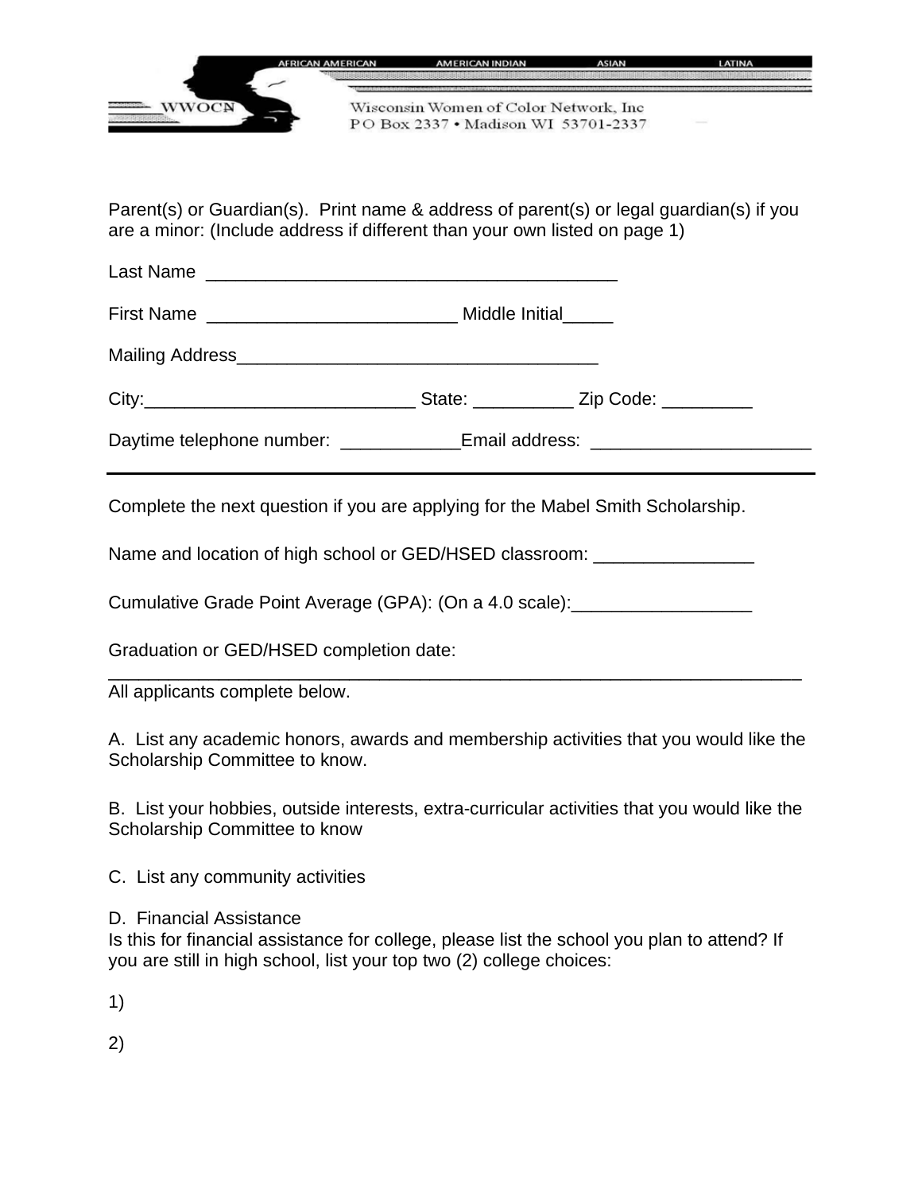Wisconsin Women of Color Network, Inc
PO Box 2337 • Madison WI 53701-2337

Parent(s) or Guardian(s). Print name & address of parent(s) or legal guardian(s) if you are a minor: (Include address if different than your own listed on page 1)

Last Name ________________________________________

First Name ________________________ Middle Initial_____

Mailing Address___________________________________

City:__________________________ State: __________ Zip Code: _________

Daytime telephone number: ___________Email address: _____________________

---

Complete the next question if you are applying for the Mabel Smith Scholarship.

Name and location of high school or GED/HSED classroom: ________________

Cumulative Grade Point Average (GPA): (On a 4.0 scale):__________________

Graduation or GED/HSED completion date: ___________________________________________________________________

All applicants complete below.

A. List any academic honors, awards and membership activities that you would like the Scholarship Committee to know.

B. List your hobbies, outside interests, extra-curricular activities that you would like the Scholarship Committee to know

C. List any community activities

D. Financial Assistance
Is this for financial assistance for college, please list the school you plan to attend? If you are still in high school, list your top two (2) college choices:

1)

2)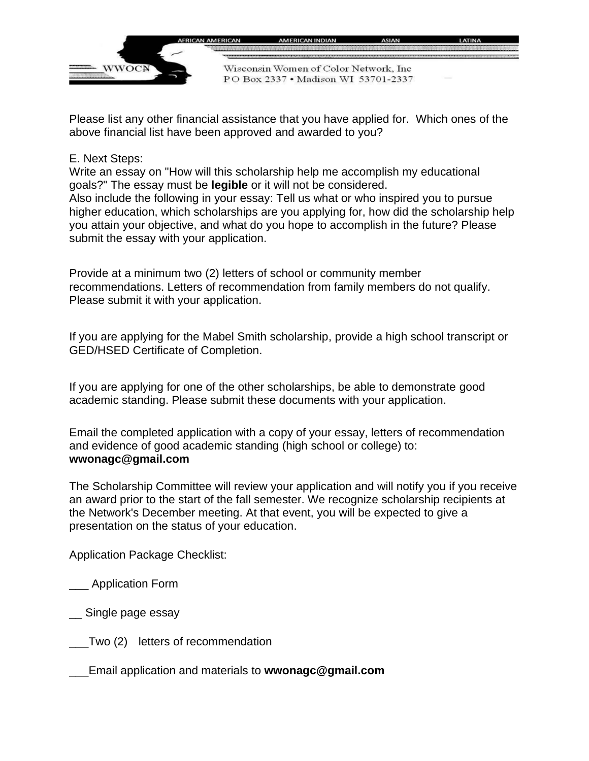Please list any other financial assistance that you have applied for. Which ones of the above financial list have been approved and awarded to you?

E. Next Steps:
Write an essay on "How will this scholarship help me accomplish my educational goals?" The essay must be **legible** or it will not be considered.
Also include the following in your essay: Tell us what or who inspired you to pursue higher education, which scholarships are you applying for, how did the scholarship help you attain your objective, and what do you hope to accomplish in the future? Please submit the essay with your application.

Provide at a minimum two (2) letters of school or community member recommendations. Letters of recommendation from family members do not qualify. Please submit it with your application.

If you are applying for the Mabel Smith scholarship, provide a high school transcript or GED/HSED Certificate of Completion.

If you are applying for one of the other scholarships, be able to demonstrate good academic standing. Please submit these documents with your application.

Email the completed application with a copy of your essay, letters of recommendation and evidence of good academic standing (high school or college) to:
**wwonagc@gmail.com**

The Scholarship Committee will review your application and will notify you if you receive an award prior to the start of the fall semester. We recognize scholarship recipients at the Network's December meeting. At that event, you will be expected to give a presentation on the status of your education.

Application Package Checklist:

___ Application Form

__ Single page essay

___Two (2) letters of recommendation

___Email application and materials to **wwonagc@gmail.com**